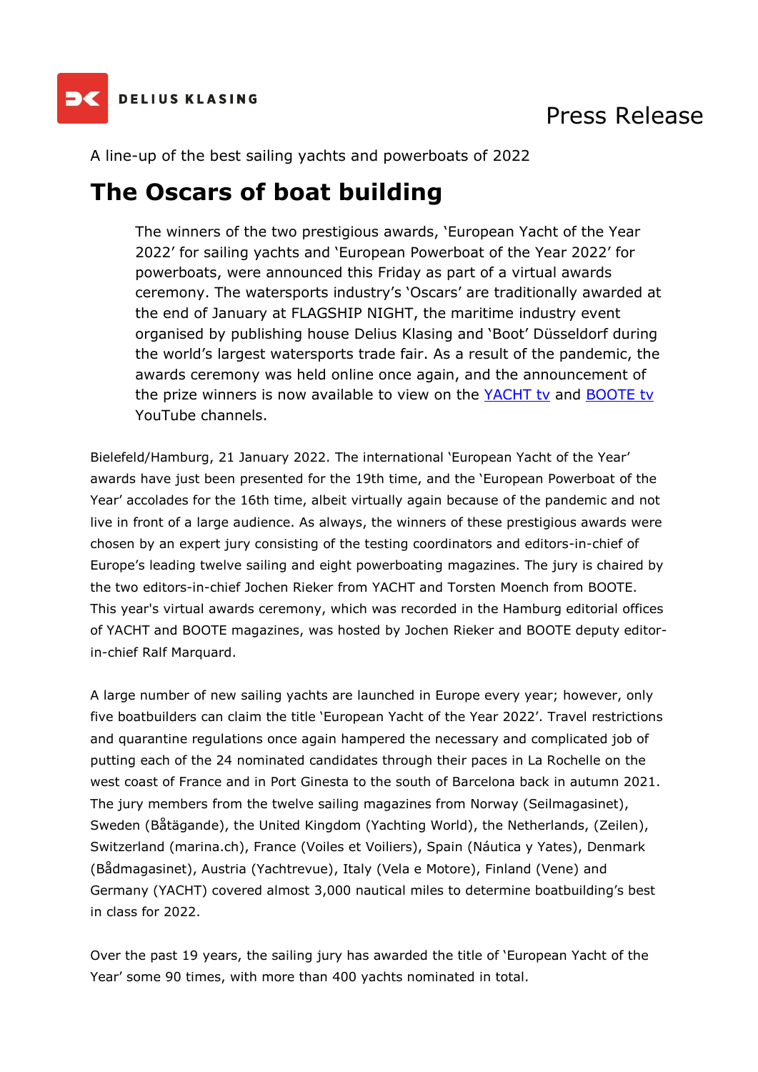Press Release

A line-up of the best sailing yachts and powerboats of 2022

# The Oscars of boat building

The winners of the two prestigious awards, 'European Yacht of the Year 2022' for sailing yachts and 'European Powerboat of the Year 2022' for powerboats, were announced this Friday as part of a virtual awards ceremony. The watersports industry's 'Oscars' are traditionally awarded at the end of January at FLAGSHIP NIGHT, the maritime industry event organised by publishing house Delius Klasing and 'Boot' Düsseldorf during the world's largest watersports trade fair. As a result of the pandemic, the awards ceremony was held online once again, and the announcement of the prize winners is now available to view on the YACHT tv and BOOTE tv YouTube channels.

Bielefeld/Hamburg, 21 January 2022. The international 'European Yacht of the Year' awards have just been presented for the 19th time, and the 'European Powerboat of the Year' accolades for the 16th time, albeit virtually again because of the pandemic and not live in front of a large audience. As always, the winners of these prestigious awards were chosen by an expert jury consisting of the testing coordinators and editors-in-chief of Europe's leading twelve sailing and eight powerboating magazines. The jury is chaired by the two editors-in-chief Jochen Rieker from YACHT and Torsten Moench from BOOTE. This year's virtual awards ceremony, which was recorded in the Hamburg editorial offices of YACHT and BOOTE magazines, was hosted by Jochen Rieker and BOOTE deputy editor-in-chief Ralf Marquard.

A large number of new sailing yachts are launched in Europe every year; however, only five boatbuilders can claim the title 'European Yacht of the Year 2022'. Travel restrictions and quarantine regulations once again hampered the necessary and complicated job of putting each of the 24 nominated candidates through their paces in La Rochelle on the west coast of France and in Port Ginesta to the south of Barcelona back in autumn 2021. The jury members from the twelve sailing magazines from Norway (Seilmagasinet), Sweden (Båtägande), the United Kingdom (Yachting World), the Netherlands, (Zeilen), Switzerland (marina.ch), France (Voiles et Voiliers), Spain (Náutica y Yates), Denmark (Bådmagasinet), Austria (Yachtrevue), Italy (Vela e Motore), Finland (Vene) and Germany (YACHT) covered almost 3,000 nautical miles to determine boatbuilding's best in class for 2022.

Over the past 19 years, the sailing jury has awarded the title of 'European Yacht of the Year' some 90 times, with more than 400 yachts nominated in total.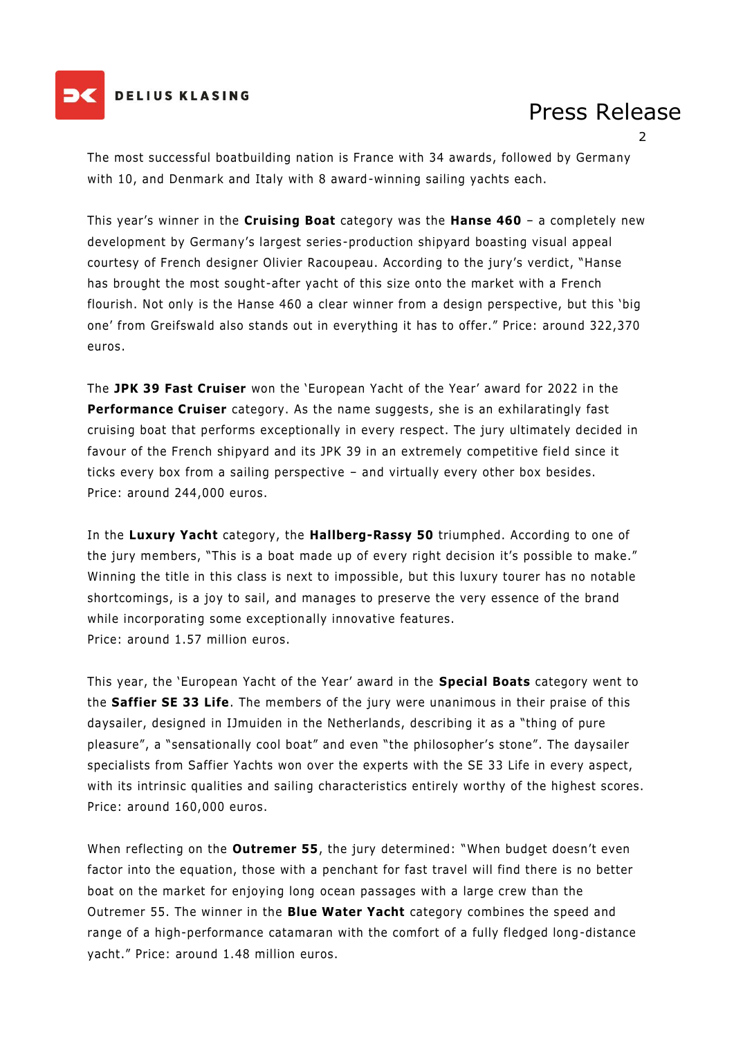The most successful boatbuilding nation is France with 34 awards, followed by Germany with 10, and Denmark and Italy with 8 award-winning sailing yachts each.

This year's winner in the **Cruising Boat** category was the **Hanse 460** – a completely new development by Germany's largest series-production shipyard boasting visual appeal courtesy of French designer Olivier Racoupeau. According to the jury's verdict, "Hanse has brought the most sought-after yacht of this size onto the market with a French flourish. Not only is the Hanse 460 a clear winner from a design perspective, but this 'big one' from Greifswald also stands out in everything it has to offer." Price: around 322,370 euros.

The **JPK 39 Fast Cruiser** won the 'European Yacht of the Year' award for 2022 in the **Performance Cruiser** category. As the name suggests, she is an exhilaratingly fast cruising boat that performs exceptionally in every respect. The jury ultimately decided in favour of the French shipyard and its JPK 39 in an extremely competitive field since it ticks every box from a sailing perspective – and virtually every other box besides. Price: around 244,000 euros.

In the **Luxury Yacht** category, the **Hallberg-Rassy 50** triumphed. According to one of the jury members, "This is a boat made up of every right decision it's possible to make." Winning the title in this class is next to impossible, but this luxury tourer has no notable shortcomings, is a joy to sail, and manages to preserve the very essence of the brand while incorporating some exceptionally innovative features.
Price: around 1.57 million euros.

This year, the 'European Yacht of the Year' award in the **Special Boats** category went to the **Saffier SE 33 Life**. The members of the jury were unanimous in their praise of this daysailer, designed in IJmuiden in the Netherlands, describing it as a "thing of pure pleasure", a "sensationally cool boat" and even "the philosopher's stone". The daysailer specialists from Saffier Yachts won over the experts with the SE 33 Life in every aspect, with its intrinsic qualities and sailing characteristics entirely worthy of the highest scores. Price: around 160,000 euros.

When reflecting on the **Outremer 55**, the jury determined: "When budget doesn't even factor into the equation, those with a penchant for fast travel will find there is no better boat on the market for enjoying long ocean passages with a large crew than the Outremer 55. The winner in the **Blue Water Yacht** category combines the speed and range of a high-performance catamaran with the comfort of a fully fledged long-distance yacht." Price: around 1.48 million euros.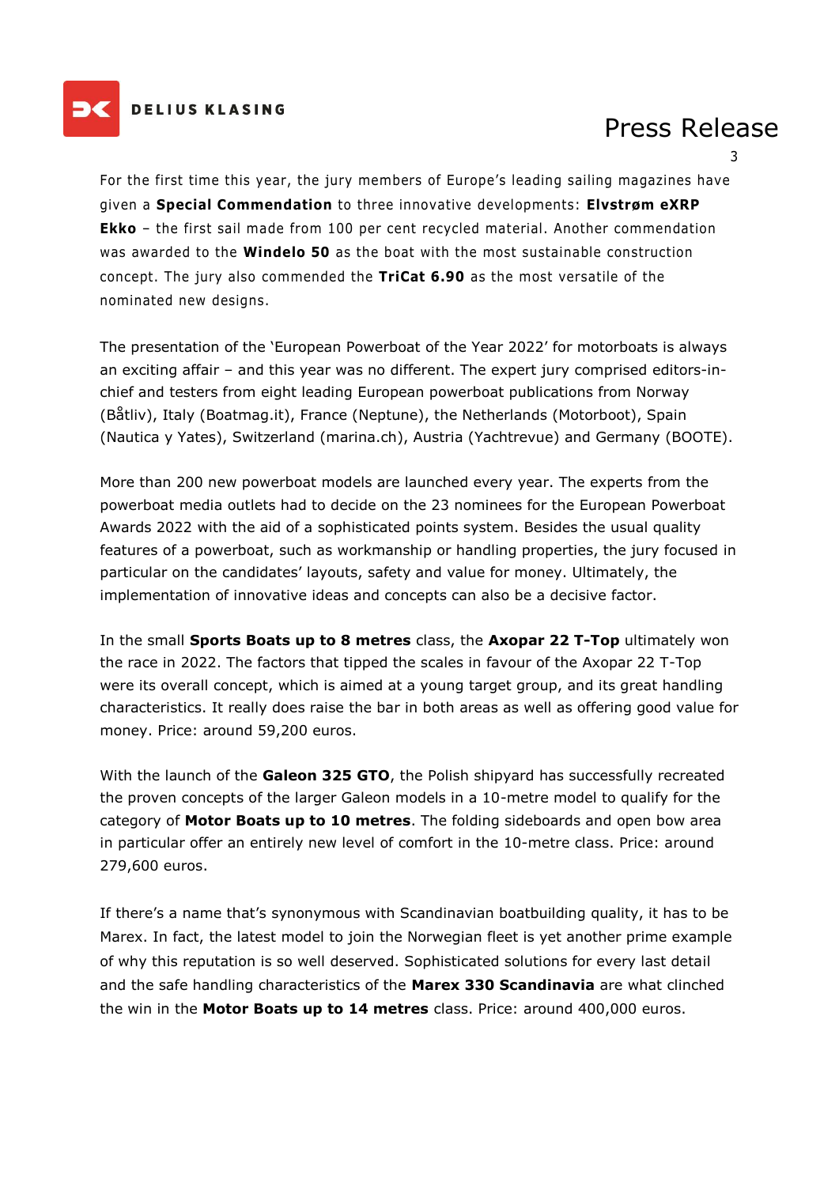For the first time this year, the jury members of Europe's leading sailing magazines have given a **Special Commendation** to three innovative developments: **Elvstrøm eXRP Ekko** – the first sail made from 100 per cent recycled material. Another commendation was awarded to the **Windelo 50** as the boat with the most sustainable construction concept. The jury also commended the **TriCat 6.90** as the most versatile of the nominated new designs.

The presentation of the 'European Powerboat of the Year 2022' for motorboats is always an exciting affair – and this year was no different. The expert jury comprised editors-in-chief and testers from eight leading European powerboat publications from Norway (Båtliv), Italy (Boatmag.it), France (Neptune), the Netherlands (Motorboot), Spain (Nautica y Yates), Switzerland (marina.ch), Austria (Yachtrevue) and Germany (BOOTE).

More than 200 new powerboat models are launched every year. The experts from the powerboat media outlets had to decide on the 23 nominees for the European Powerboat Awards 2022 with the aid of a sophisticated points system. Besides the usual quality features of a powerboat, such as workmanship or handling properties, the jury focused in particular on the candidates' layouts, safety and value for money. Ultimately, the implementation of innovative ideas and concepts can also be a decisive factor.

In the small **Sports Boats up to 8 metres** class, the **Axopar 22 T-Top** ultimately won the race in 2022. The factors that tipped the scales in favour of the Axopar 22 T-Top were its overall concept, which is aimed at a young target group, and its great handling characteristics. It really does raise the bar in both areas as well as offering good value for money. Price: around 59,200 euros.

With the launch of the **Galeon 325 GTO**, the Polish shipyard has successfully recreated the proven concepts of the larger Galeon models in a 10-metre model to qualify for the category of **Motor Boats up to 10 metres**. The folding sideboards and open bow area in particular offer an entirely new level of comfort in the 10-metre class. Price: around 279,600 euros.

If there's a name that's synonymous with Scandinavian boatbuilding quality, it has to be Marex. In fact, the latest model to join the Norwegian fleet is yet another prime example of why this reputation is so well deserved. Sophisticated solutions for every last detail and the safe handling characteristics of the **Marex 330 Scandinavia** are what clinched the win in the **Motor Boats up to 14 metres** class. Price: around 400,000 euros.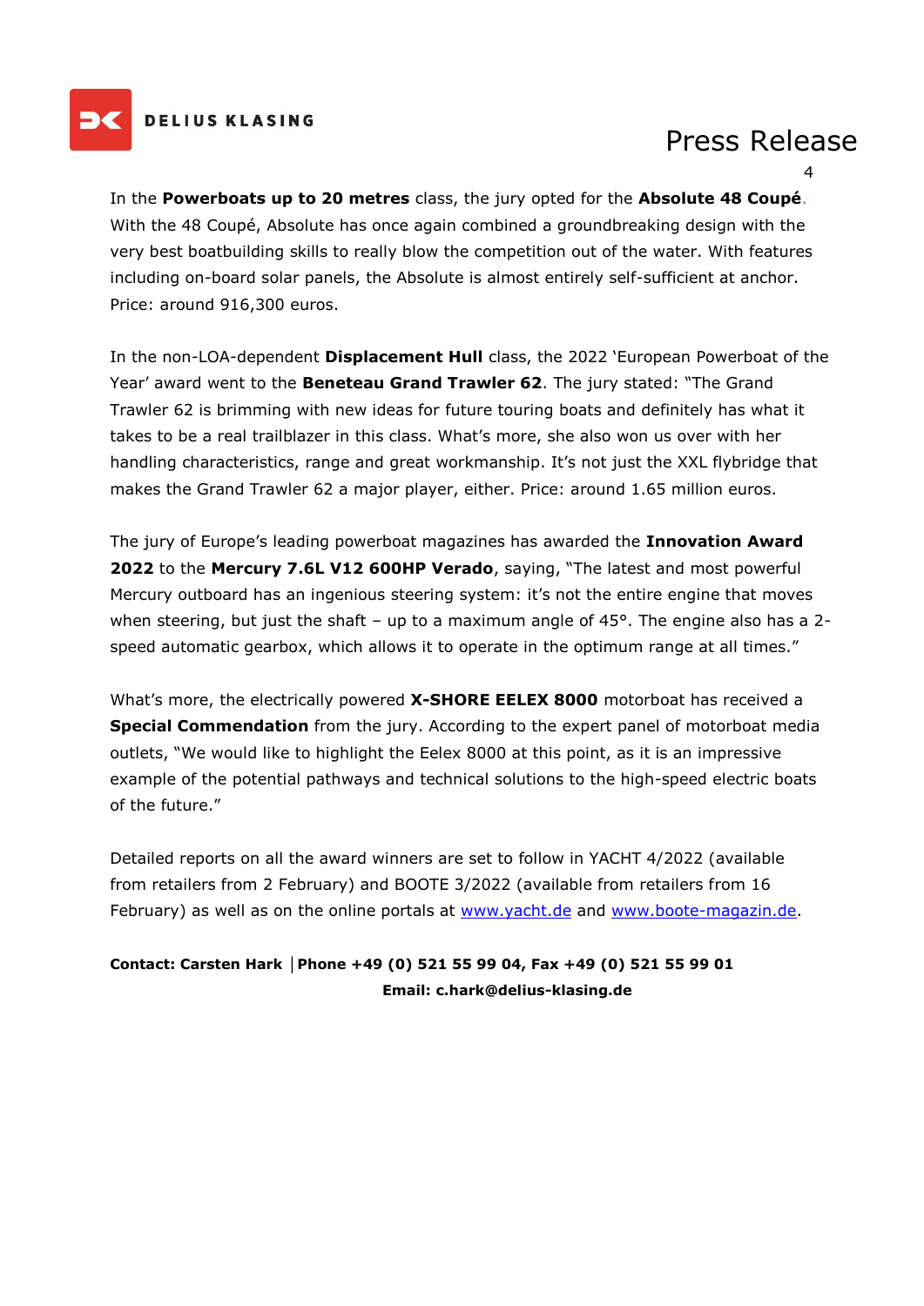In the **Powerboats up to 20 metres** class, the jury opted for the **Absolute 48 Coupé**. With the 48 Coupé, Absolute has once again combined a groundbreaking design with the very best boatbuilding skills to really blow the competition out of the water. With features including on-board solar panels, the Absolute is almost entirely self-sufficient at anchor. Price: around 916,300 euros.

In the non-LOA-dependent **Displacement Hull** class, the 2022 'European Powerboat of the Year' award went to the **Beneteau Grand Trawler 62**. The jury stated: "The Grand Trawler 62 is brimming with new ideas for future touring boats and definitely has what it takes to be a real trailblazer in this class. What's more, she also won us over with her handling characteristics, range and great workmanship. It's not just the XXL flybridge that makes the Grand Trawler 62 a major player, either. Price: around 1.65 million euros.

The jury of Europe's leading powerboat magazines has awarded the **Innovation Award 2022** to the **Mercury 7.6L V12 600HP Verado**, saying, "The latest and most powerful Mercury outboard has an ingenious steering system: it's not the entire engine that moves when steering, but just the shaft – up to a maximum angle of 45°. The engine also has a 2-speed automatic gearbox, which allows it to operate in the optimum range at all times."

What's more, the electrically powered **X-SHORE EELEX 8000** motorboat has received a **Special Commendation** from the jury. According to the expert panel of motorboat media outlets, "We would like to highlight the Eelex 8000 at this point, as it is an impressive example of the potential pathways and technical solutions to the high-speed electric boats of the future."

Detailed reports on all the award winners are set to follow in YACHT 4/2022 (available from retailers from 2 February) and BOOTE 3/2022 (available from retailers from 16 February) as well as on the online portals at www.yacht.de and www.boote-magazin.de.

**Contact: Carsten Hark │Phone +49 (0) 521 55 99 04, Fax +49 (0) 521 55 99 01**
**Email: c.hark@delius-klasing.de**